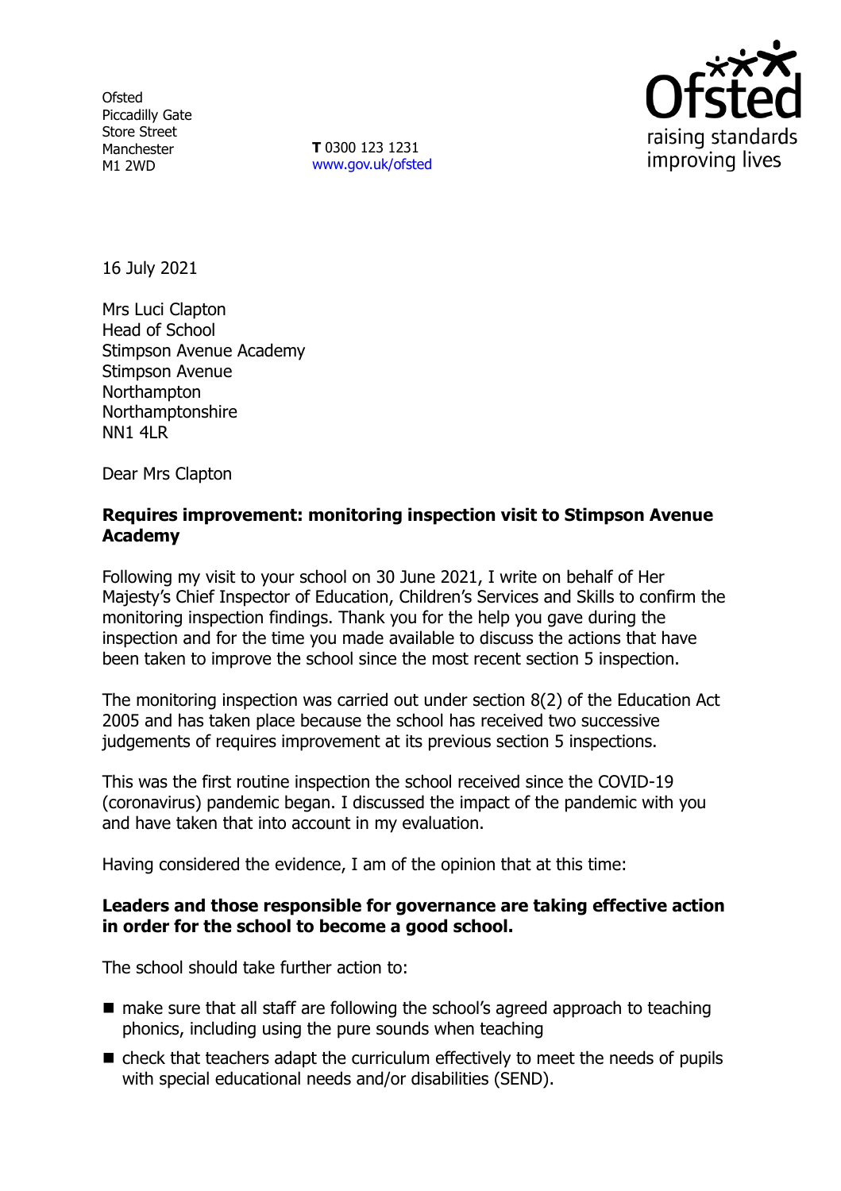Ofsted
Piccadilly Gate
Store Street
Manchester
M1 2WD

**T** 0300 123 1231
www.gov.uk/ofsted

16 July 2021

Mrs Luci Clapton
Head of School
Stimpson Avenue Academy
Stimpson Avenue
Northampton
Northamptonshire
NN1 4LR

Dear Mrs Clapton

**Requires improvement: monitoring inspection visit to Stimpson Avenue Academy**

Following my visit to your school on 30 June 2021, I write on behalf of Her Majesty's Chief Inspector of Education, Children's Services and Skills to confirm the monitoring inspection findings. Thank you for the help you gave during the inspection and for the time you made available to discuss the actions that have been taken to improve the school since the most recent section 5 inspection.

The monitoring inspection was carried out under section 8(2) of the Education Act 2005 and has taken place because the school has received two successive judgements of requires improvement at its previous section 5 inspections.

This was the first routine inspection the school received since the COVID-19 (coronavirus) pandemic began. I discussed the impact of the pandemic with you and have taken that into account in my evaluation.

Having considered the evidence, I am of the opinion that at this time:

**Leaders and those responsible for governance are taking effective action in order for the school to become a good school.**

The school should take further action to:

- make sure that all staff are following the school's agreed approach to teaching phonics, including using the pure sounds when teaching
- check that teachers adapt the curriculum effectively to meet the needs of pupils with special educational needs and/or disabilities (SEND).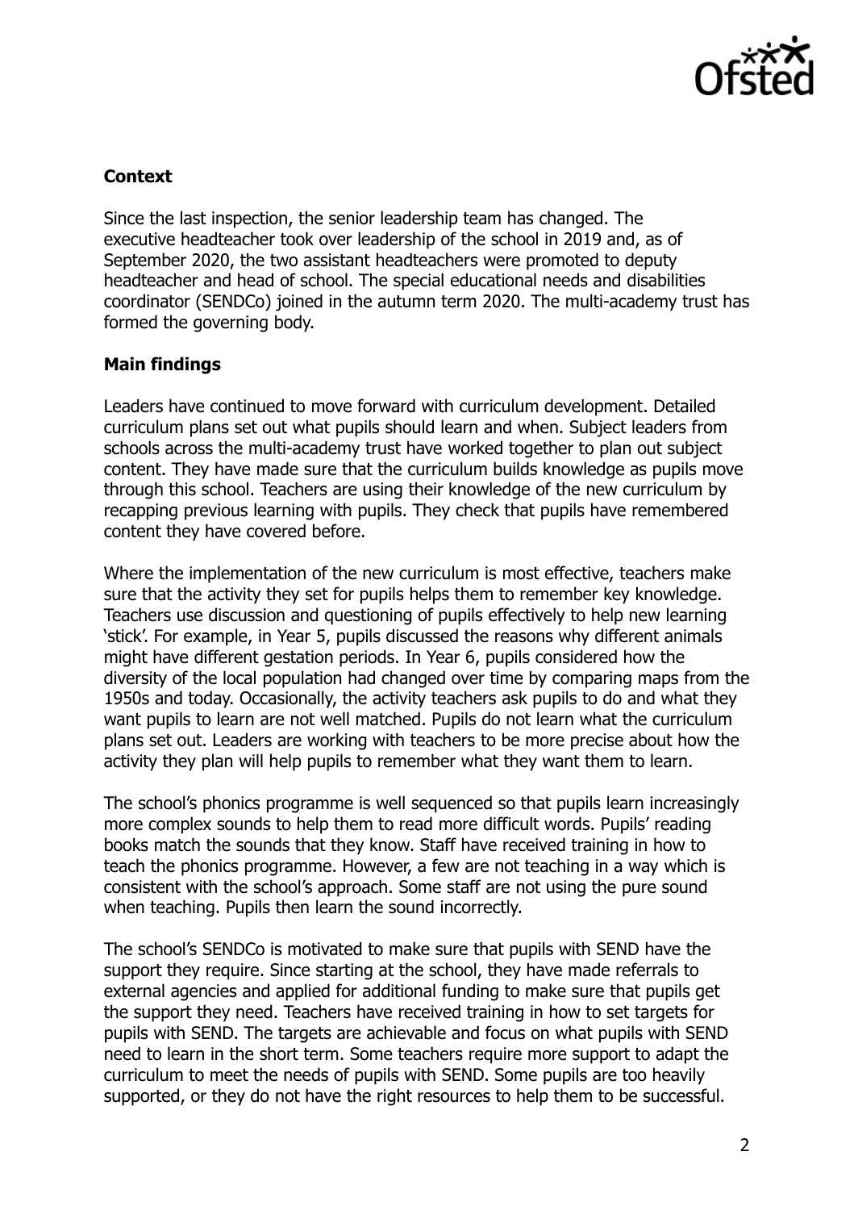## Context

Since the last inspection, the senior leadership team has changed. The executive headteacher took over leadership of the school in 2019 and, as of September 2020, the two assistant headteachers were promoted to deputy headteacher and head of school. The special educational needs and disabilities coordinator (SENDCo) joined in the autumn term 2020. The multi-academy trust has formed the governing body.

## Main findings

Leaders have continued to move forward with curriculum development. Detailed curriculum plans set out what pupils should learn and when. Subject leaders from schools across the multi-academy trust have worked together to plan out subject content. They have made sure that the curriculum builds knowledge as pupils move through this school. Teachers are using their knowledge of the new curriculum by recapping previous learning with pupils. They check that pupils have remembered content they have covered before.

Where the implementation of the new curriculum is most effective, teachers make sure that the activity they set for pupils helps them to remember key knowledge. Teachers use discussion and questioning of pupils effectively to help new learning 'stick'. For example, in Year 5, pupils discussed the reasons why different animals might have different gestation periods. In Year 6, pupils considered how the diversity of the local population had changed over time by comparing maps from the 1950s and today. Occasionally, the activity teachers ask pupils to do and what they want pupils to learn are not well matched. Pupils do not learn what the curriculum plans set out. Leaders are working with teachers to be more precise about how the activity they plan will help pupils to remember what they want them to learn.

The school's phonics programme is well sequenced so that pupils learn increasingly more complex sounds to help them to read more difficult words. Pupils' reading books match the sounds that they know. Staff have received training in how to teach the phonics programme. However, a few are not teaching in a way which is consistent with the school's approach. Some staff are not using the pure sound when teaching. Pupils then learn the sound incorrectly.

The school's SENDCo is motivated to make sure that pupils with SEND have the support they require. Since starting at the school, they have made referrals to external agencies and applied for additional funding to make sure that pupils get the support they need. Teachers have received training in how to set targets for pupils with SEND. The targets are achievable and focus on what pupils with SEND need to learn in the short term. Some teachers require more support to adapt the curriculum to meet the needs of pupils with SEND. Some pupils are too heavily supported, or they do not have the right resources to help them to be successful.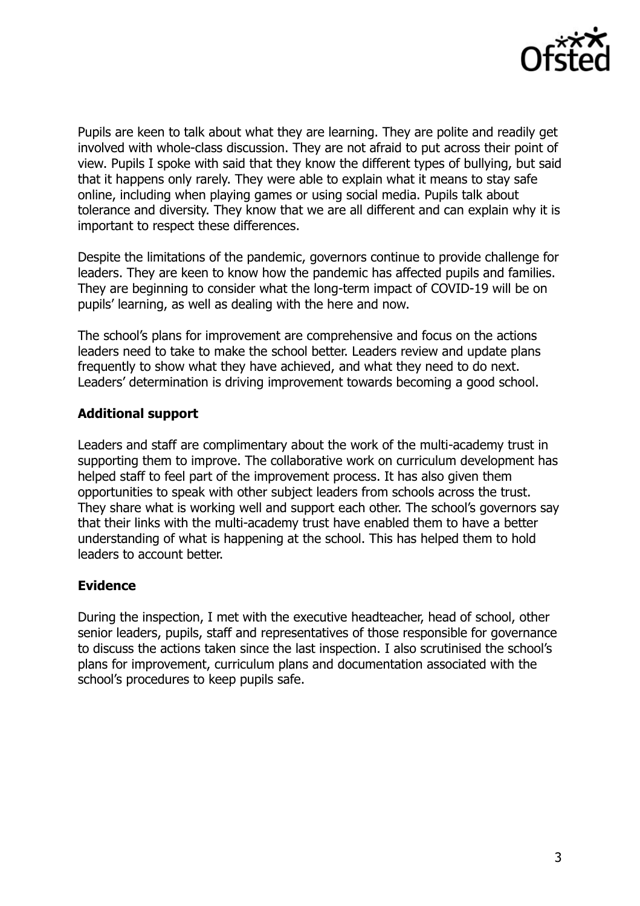Pupils are keen to talk about what they are learning. They are polite and readily get involved with whole-class discussion. They are not afraid to put across their point of view. Pupils I spoke with said that they know the different types of bullying, but said that it happens only rarely. They were able to explain what it means to stay safe online, including when playing games or using social media. Pupils talk about tolerance and diversity. They know that we are all different and can explain why it is important to respect these differences.

Despite the limitations of the pandemic, governors continue to provide challenge for leaders. They are keen to know how the pandemic has affected pupils and families. They are beginning to consider what the long-term impact of COVID-19 will be on pupils' learning, as well as dealing with the here and now.

The school's plans for improvement are comprehensive and focus on the actions leaders need to take to make the school better. Leaders review and update plans frequently to show what they have achieved, and what they need to do next. Leaders' determination is driving improvement towards becoming a good school.

## Additional support

Leaders and staff are complimentary about the work of the multi-academy trust in supporting them to improve. The collaborative work on curriculum development has helped staff to feel part of the improvement process. It has also given them opportunities to speak with other subject leaders from schools across the trust. They share what is working well and support each other. The school's governors say that their links with the multi-academy trust have enabled them to have a better understanding of what is happening at the school. This has helped them to hold leaders to account better.

## Evidence

During the inspection, I met with the executive headteacher, head of school, other senior leaders, pupils, staff and representatives of those responsible for governance to discuss the actions taken since the last inspection. I also scrutinised the school's plans for improvement, curriculum plans and documentation associated with the school's procedures to keep pupils safe.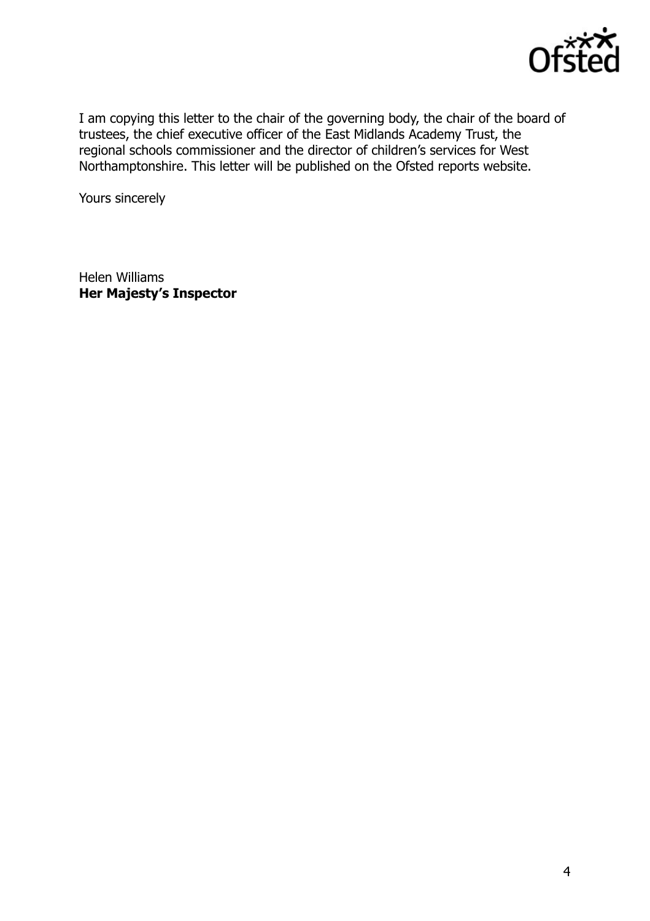I am copying this letter to the chair of the governing body, the chair of the board of trustees, the chief executive officer of the East Midlands Academy Trust, the regional schools commissioner and the director of children's services for West Northamptonshire. This letter will be published on the Ofsted reports website.

Yours sincerely

Helen Williams
**Her Majesty's Inspector**